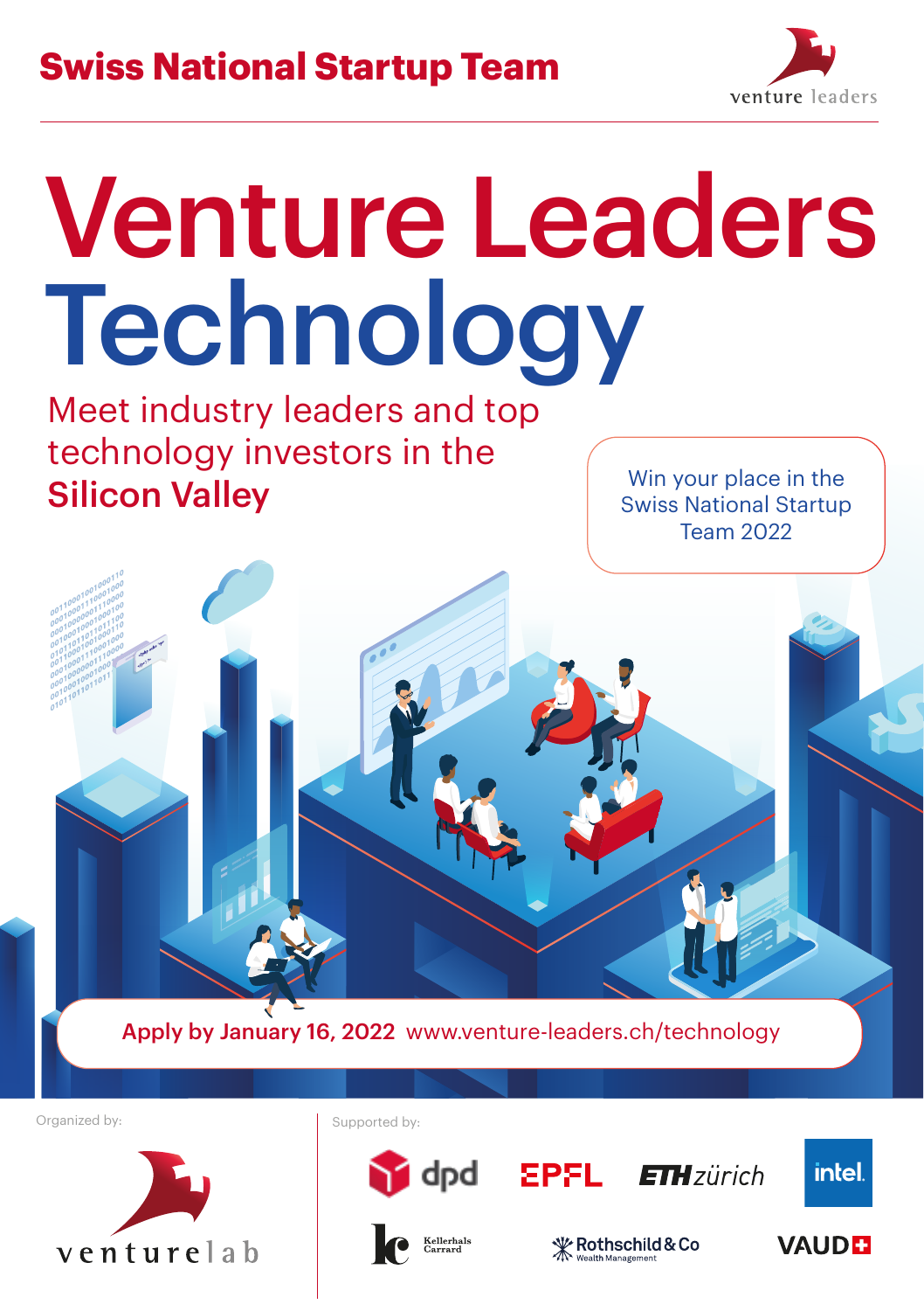**Swiss National Startup Team**

venture leaders

# Venture Leaders Technology

Meet industry leaders and top technology investors in the **Silicon Valley**

Win your place in the Swiss National Startup Team 2022

**Apply by January 16, 2022** www.venture-leaders.ch/technology

Organized by:

venturelab

Supported by:

dpd

EPFL

ETH zürich

intel

Kellerhals Carrard

Rothschild & Co Wealth Management

VAUD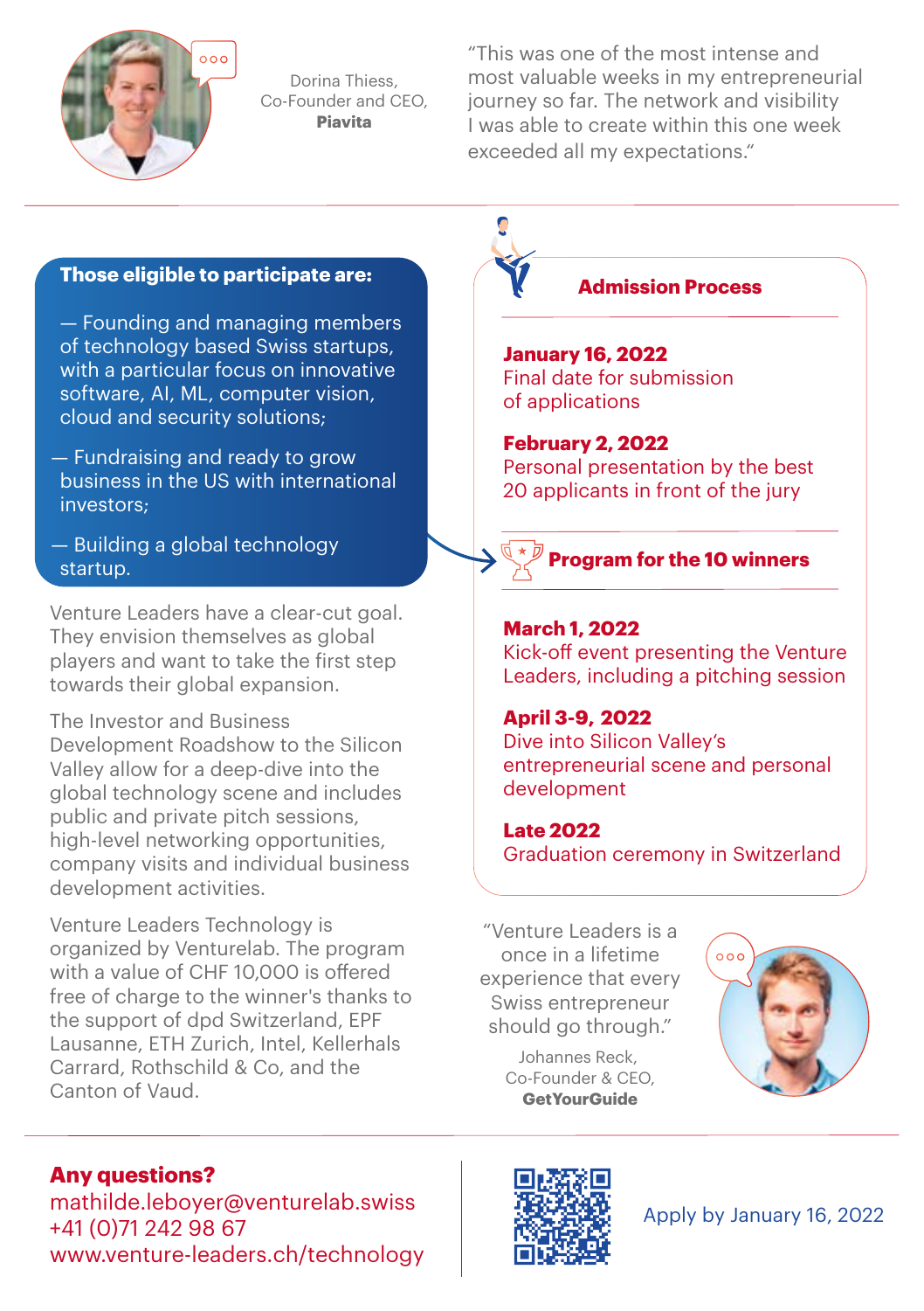Dorina Thiess,
Co-Founder and CEO,
**Piavita**

"This was one of the most intense and most valuable weeks in my entrepreneurial journey so far. The network and visibility I was able to create within this one week exceeded all my expectations."

**Those eligible to participate are:**

— Founding and managing members of technology based Swiss startups, with a particular focus on innovative software, AI, ML, computer vision, cloud and security solutions;

— Fundraising and ready to grow business in the US with international investors;

— Building a global technology startup.

Venture Leaders have a clear-cut goal. They envision themselves as global players and want to take the first step towards their global expansion.

The Investor and Business Development Roadshow to the Silicon Valley allow for a deep-dive into the global technology scene and includes public and private pitch sessions, high-level networking opportunities, company visits and individual business development activities.

Venture Leaders Technology is organized by Venturelab. The program with a value of CHF 10,000 is offered free of charge to the winner's thanks to the support of dpd Switzerland, EPF Lausanne, ETH Zurich, Intel, Kellerhals Carrard, Rothschild & Co, and the Canton of Vaud.

## Admission Process

**January 16, 2022**
Final date for submission of applications

**February 2, 2022**
Personal presentation by the best 20 applicants in front of the jury

## Program for the 10 winners

**March 1, 2022**
Kick-off event presenting the Venture Leaders, including a pitching session

**April 3-9, 2022**
Dive into Silicon Valley's entrepreneurial scene and personal development

**Late 2022**
Graduation ceremony in Switzerland

"Venture Leaders is a once in a lifetime experience that every Swiss entrepreneur should go through."

Johannes Reck,
Co-Founder & CEO,
**GetYourGuide**

**Any questions?**
mathilde.leboyer@venturelab.swiss
+41 (0)71 242 98 67
www.venture-leaders.ch/technology

Apply by January 16, 2022